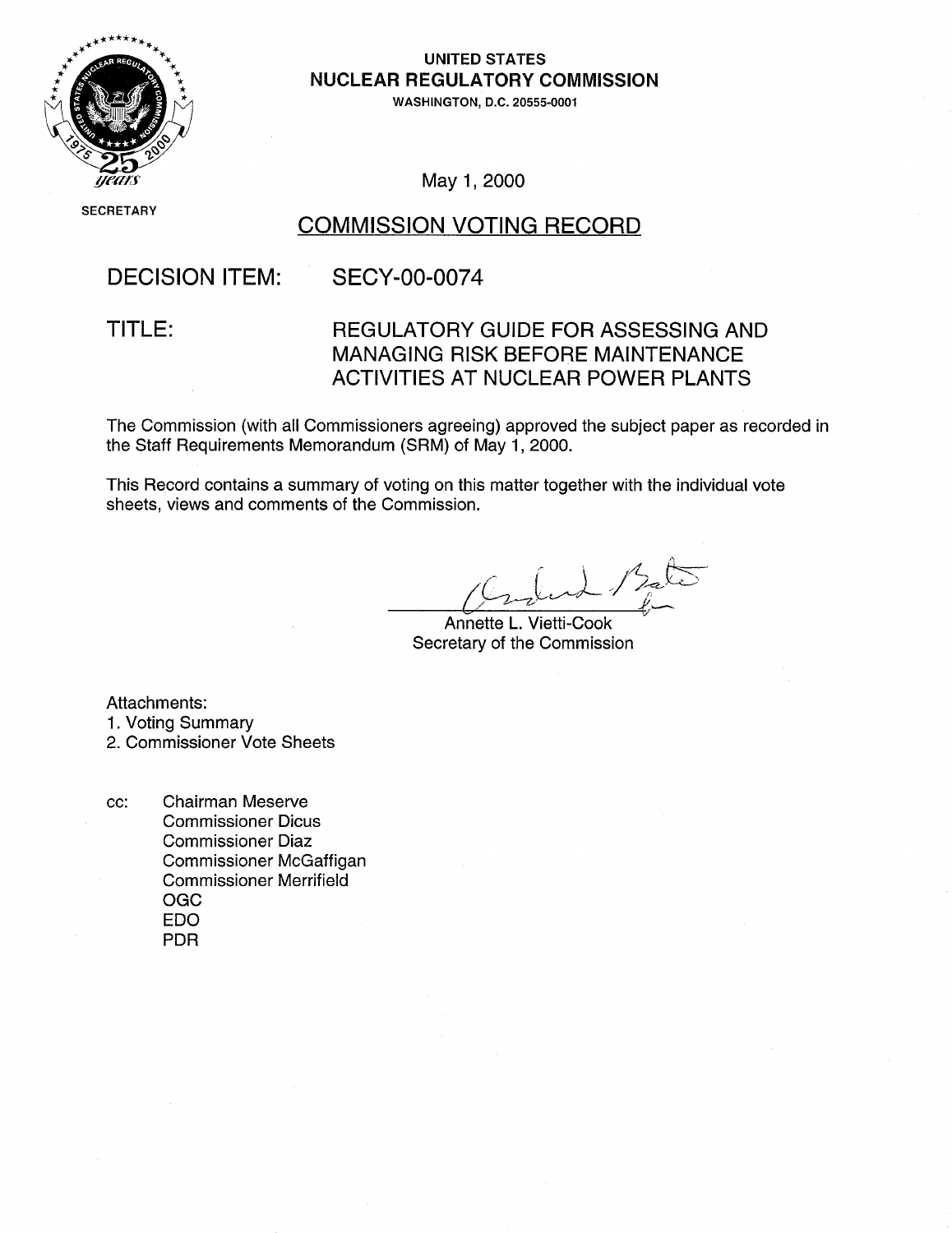**UNITED STATES**
**NUCLEAR REGULATORY COMMISSION**
WASHINGTON, D.C. 20555-0001

SECRETARY

May 1, 2000

# COMMISSION VOTING RECORD

**DECISION ITEM:** SECY-00-0074

**TITLE:** REGULATORY GUIDE FOR ASSESSING AND MANAGING RISK BEFORE MAINTENANCE ACTIVITIES AT NUCLEAR POWER PLANTS

The Commission (with all Commissioners agreeing) approved the subject paper as recorded in the Staff Requirements Memorandum (SRM) of May 1, 2000.

This Record contains a summary of voting on this matter together with the individual vote sheets, views and comments of the Commission.

Annette L. Vietti-Cook
Secretary of the Commission

Attachments:
1. Voting Summary
2. Commissioner Vote Sheets

cc: Chairman Meserve
Commissioner Dicus
Commissioner Diaz
Commissioner McGaffigan
Commissioner Merrifield
OGC
EDO
PDR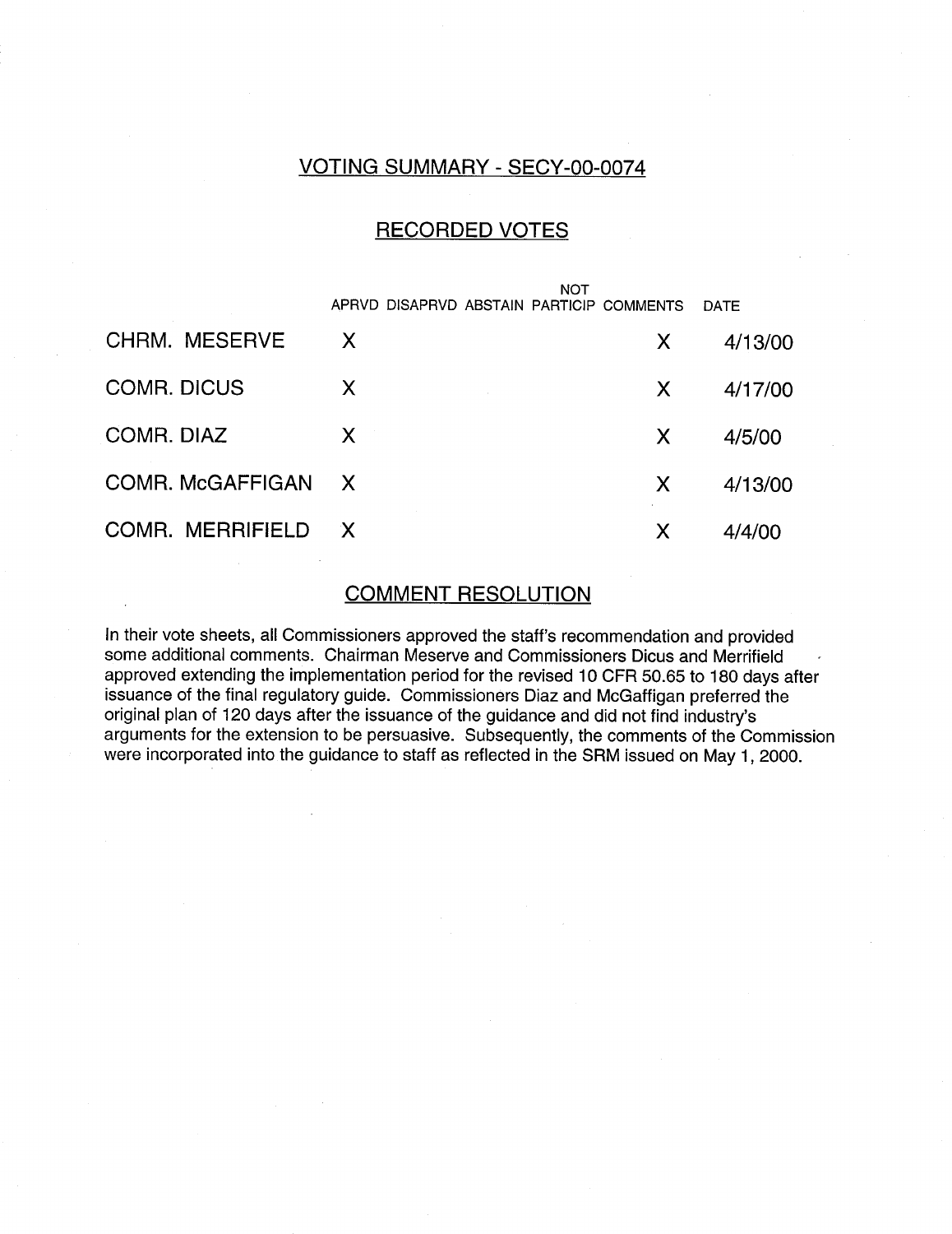## VOTING SUMMARY - SECY-00-0074

### RECORDED VOTES

| | APRVD | DISAPRVD | ABSTAIN | NOT PARTICIP | COMMENTS | DATE |
|---|---|---|---|---|---|---|
| CHRM. MESERVE | X | | | | X | 4/13/00 |
| COMR. DICUS | X | | | | X | 4/17/00 |
| COMR. DIAZ | X | | | | X | 4/5/00 |
| COMR. McGAFFIGAN | X | | | | X | 4/13/00 |
| COMR. MERRIFIELD | X | | | | X | 4/4/00 |

### COMMENT RESOLUTION

In their vote sheets, all Commissioners approved the staff's recommendation and provided some additional comments. Chairman Meserve and Commissioners Dicus and Merrifield approved extending the implementation period for the revised 10 CFR 50.65 to 180 days after issuance of the final regulatory guide. Commissioners Diaz and McGaffigan preferred the original plan of 120 days after the issuance of the guidance and did not find industry's arguments for the extension to be persuasive. Subsequently, the comments of the Commission were incorporated into the guidance to staff as reflected in the SRM issued on May 1, 2000.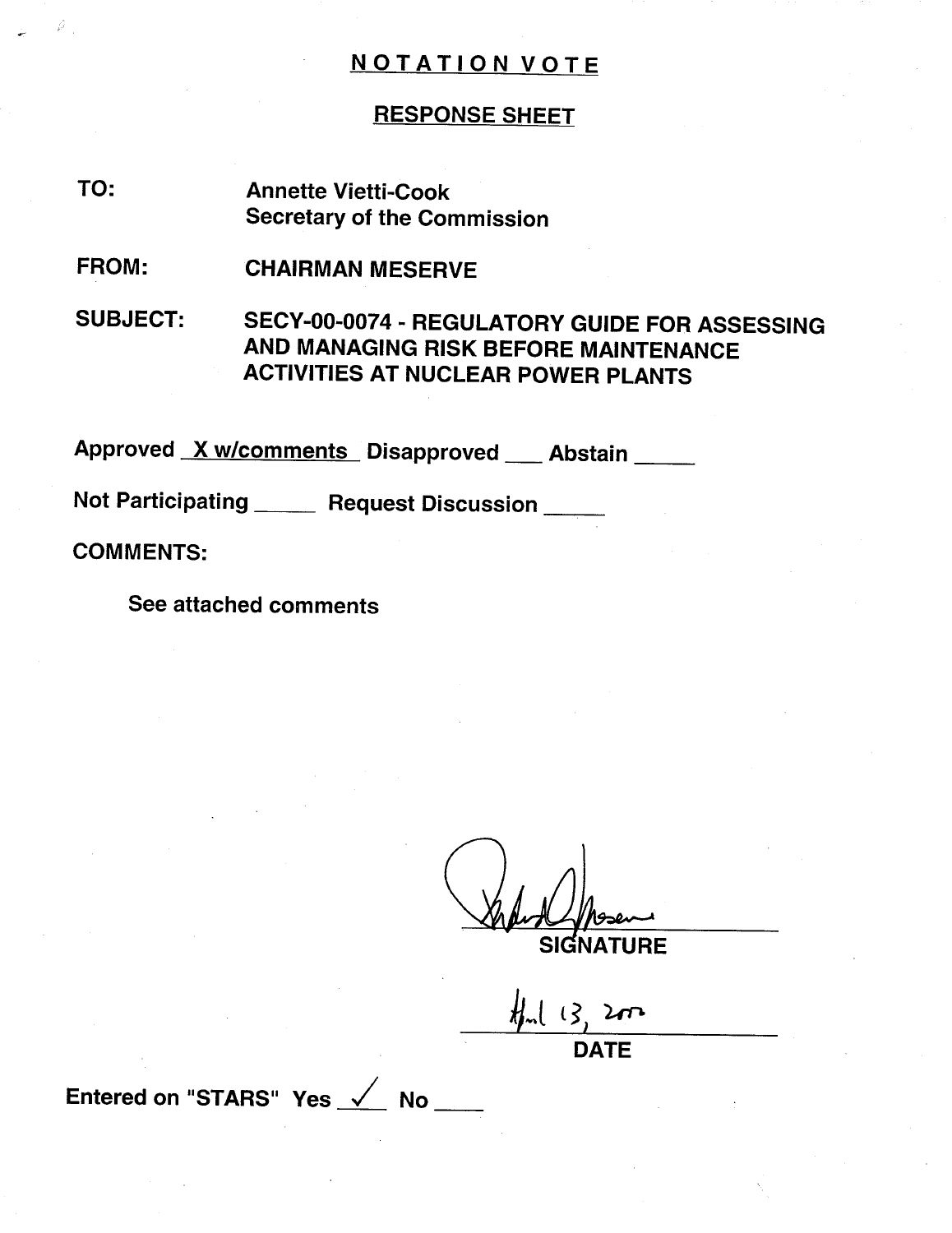# NOTATION VOTE

## RESPONSE SHEET

**TO:** Annette Vietti-Cook
Secretary of the Commission

**FROM:** CHAIRMAN MESERVE

**SUBJECT:** SECY-00-0074 - REGULATORY GUIDE FOR ASSESSING AND MANAGING RISK BEFORE MAINTENANCE ACTIVITIES AT NUCLEAR POWER PLANTS

Approved X w/comments Disapproved ___ Abstain _____

Not Participating _____ Request Discussion _____

**COMMENTS:**

See attached comments

SIGNATURE

April 13, 2000

DATE

Entered on "STARS" Yes ✓ No ____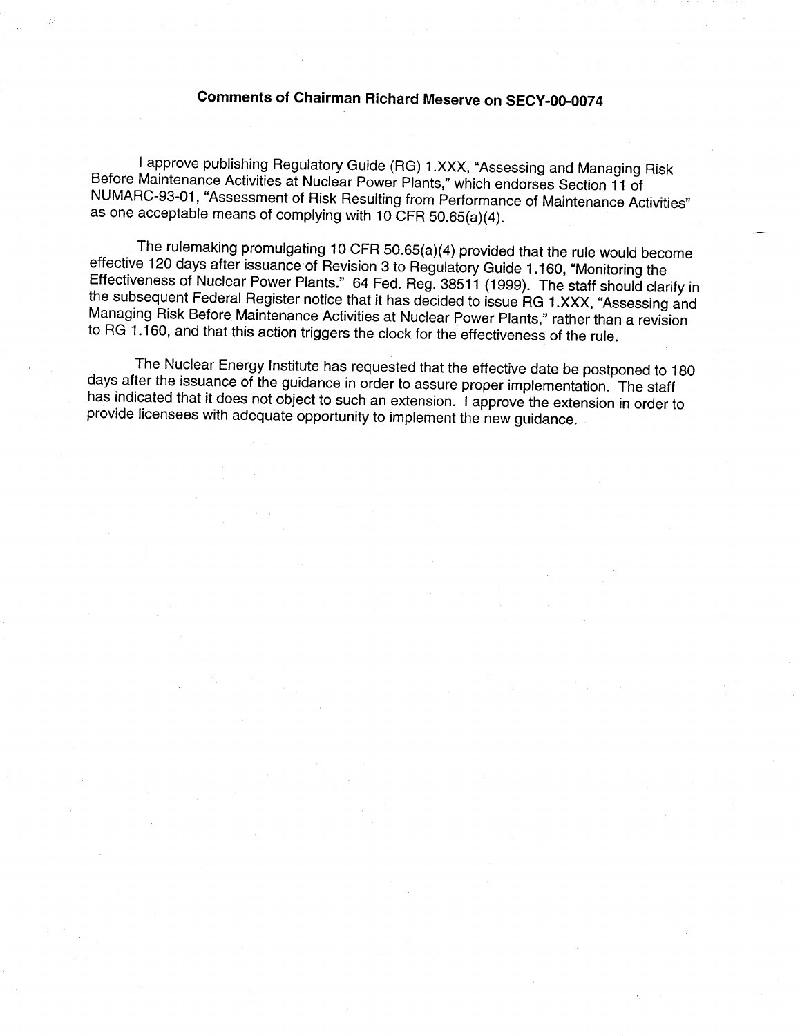# Comments of Chairman Richard Meserve on SECY-00-0074

I approve publishing Regulatory Guide (RG) 1.XXX, "Assessing and Managing Risk Before Maintenance Activities at Nuclear Power Plants," which endorses Section 11 of NUMARC-93-01, "Assessment of Risk Resulting from Performance of Maintenance Activities" as one acceptable means of complying with 10 CFR 50.65(a)(4).

The rulemaking promulgating 10 CFR 50.65(a)(4) provided that the rule would become effective 120 days after issuance of Revision 3 to Regulatory Guide 1.160, "Monitoring the Effectiveness of Nuclear Power Plants." 64 Fed. Reg. 38511 (1999). The staff should clarify in the subsequent Federal Register notice that it has decided to issue RG 1.XXX, "Assessing and Managing Risk Before Maintenance Activities at Nuclear Power Plants," rather than a revision to RG 1.160, and that this action triggers the clock for the effectiveness of the rule.

The Nuclear Energy Institute has requested that the effective date be postponed to 180 days after the issuance of the guidance in order to assure proper implementation. The staff has indicated that it does not object to such an extension. I approve the extension in order to provide licensees with adequate opportunity to implement the new guidance.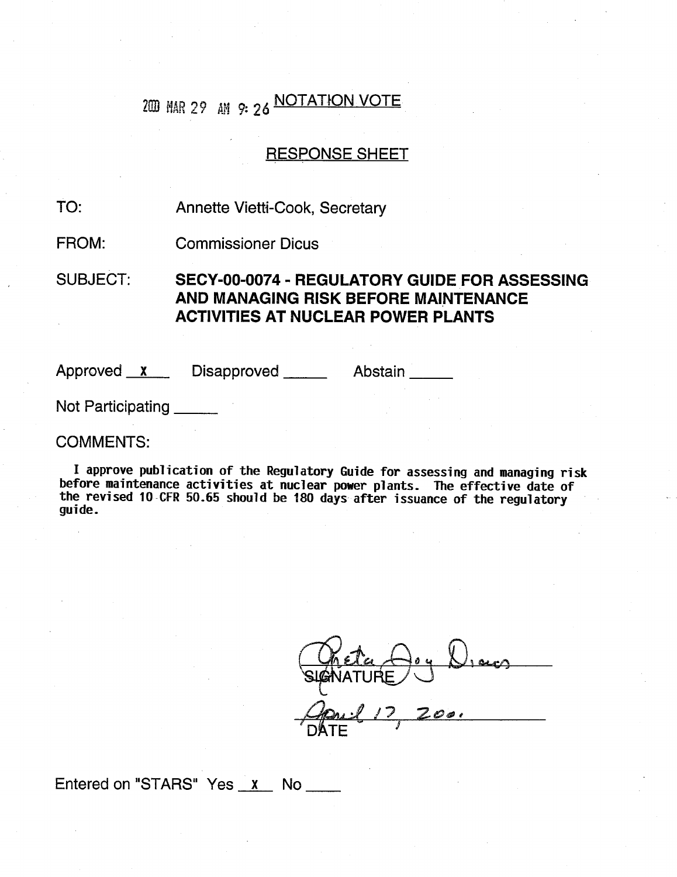2000 MAR 29 AM 9:26 NOTATION VOTE

RESPONSE SHEET

TO: Annette Vietti-Cook, Secretary

FROM: Commissioner Dicus

SUBJECT: **SECY-00-0074 - REGULATORY GUIDE FOR ASSESSING AND MANAGING RISK BEFORE MAINTENANCE ACTIVITIES AT NUCLEAR POWER PLANTS**

Approved x Disapproved \_\_\_\_\_ Abstain \_\_\_\_\_

Not Participating \_\_\_\_\_

COMMENTS:

I approve publication of the Regulatory Guide for assessing and managing risk before maintenance activities at nuclear power plants. The effective date of the revised 10 CFR 50.65 should be 180 days after issuance of the regulatory guide.

Greta Joy Dicus
SIGNATURE

April 17, 2000
DATE

Entered on "STARS" Yes x No \_\_\_\_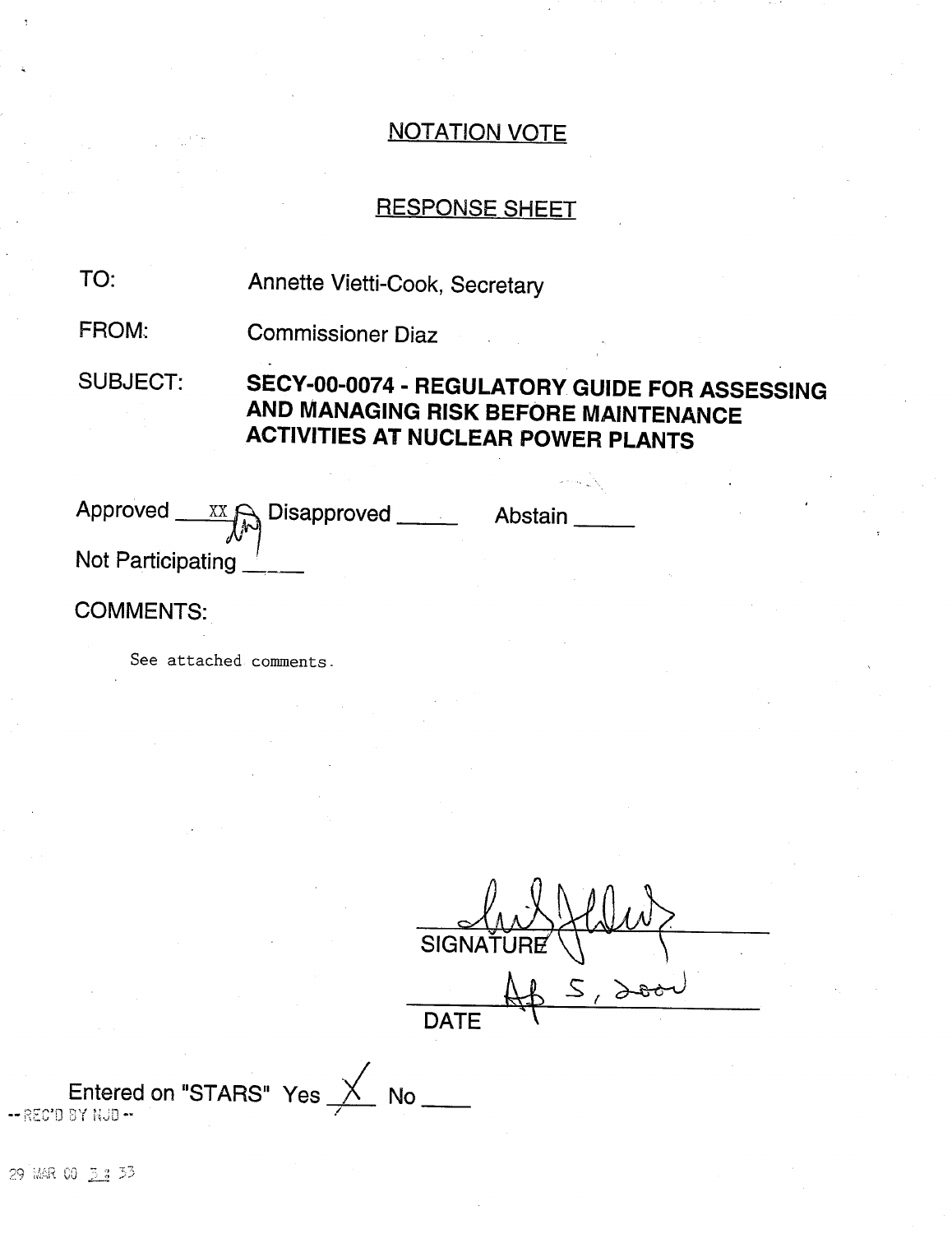## NOTATION VOTE

## RESPONSE SHEET

TO: Annette Vietti-Cook, Secretary

FROM: Commissioner Diaz

SUBJECT: **SECY-00-0074 - REGULATORY GUIDE FOR ASSESSING AND MANAGING RISK BEFORE MAINTENANCE ACTIVITIES AT NUCLEAR POWER PLANTS**

Approved __XX__ Disapproved _____ Abstain _____

Not Participating _____

COMMENTS:

See attached comments.

SIGNATURE

Ap 5, 2000

DATE

Entered on "STARS" Yes __X__ No ____

-- REC'D BY NJD --

29 MAR 00 3:33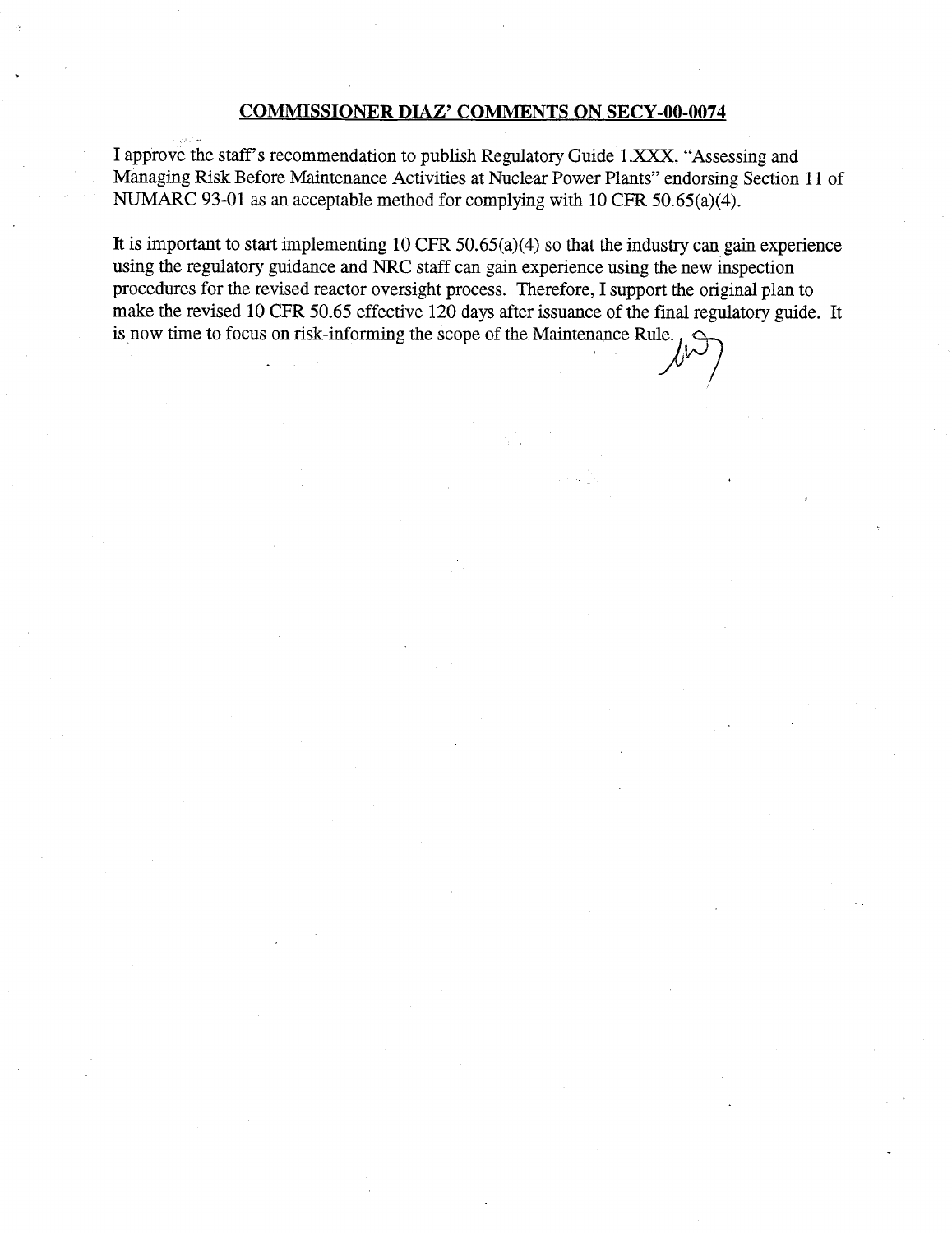## COMMISSIONER DIAZ' COMMENTS ON SECY-00-0074

I approve the staff's recommendation to publish Regulatory Guide 1.XXX, "Assessing and Managing Risk Before Maintenance Activities at Nuclear Power Plants" endorsing Section 11 of NUMARC 93-01 as an acceptable method for complying with 10 CFR 50.65(a)(4).

It is important to start implementing 10 CFR 50.65(a)(4) so that the industry can gain experience using the regulatory guidance and NRC staff can gain experience using the new inspection procedures for the revised reactor oversight process. Therefore, I support the original plan to make the revised 10 CFR 50.65 effective 120 days after issuance of the final regulatory guide. It is now time to focus on risk-informing the scope of the Maintenance Rule.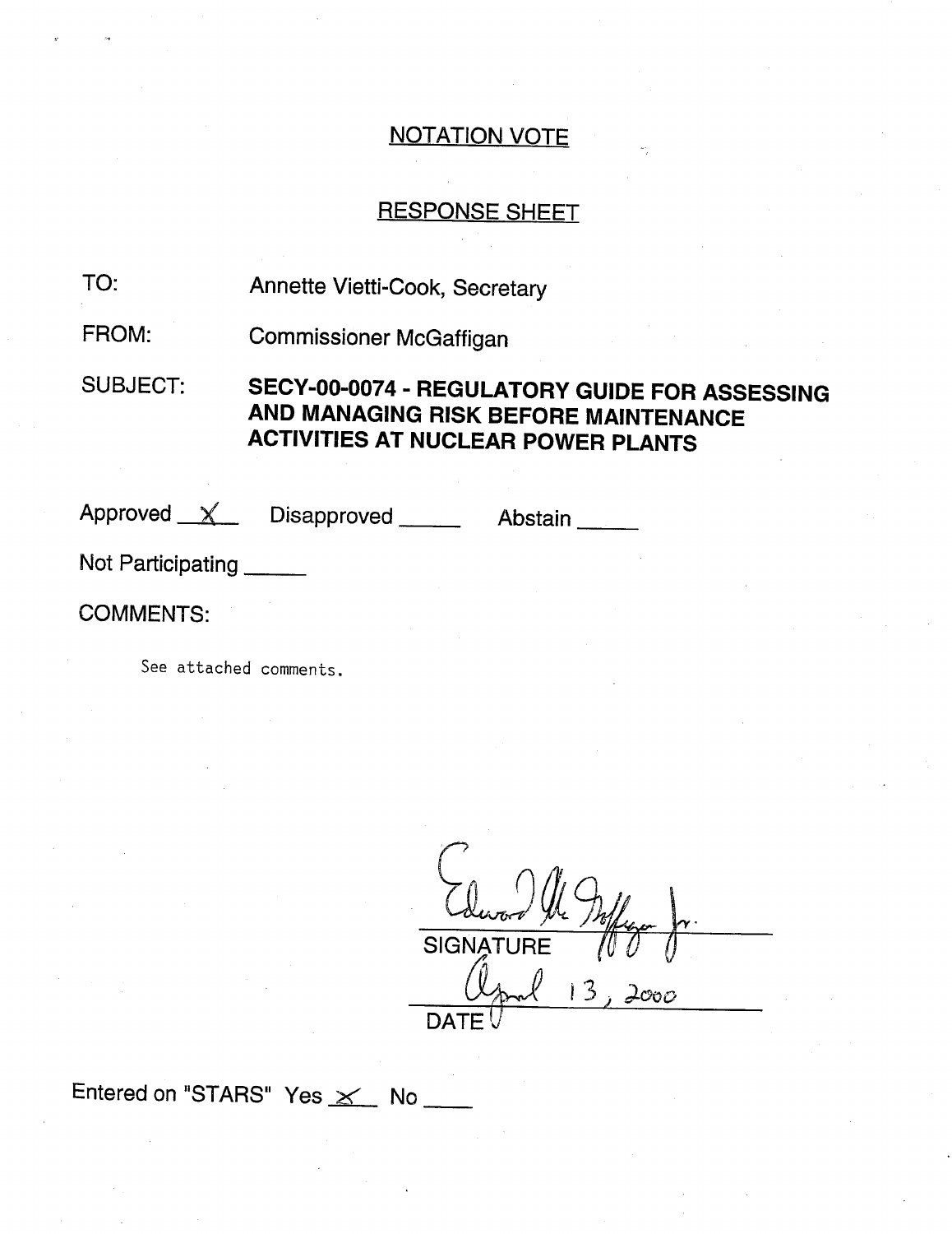## NOTATION VOTE

## RESPONSE SHEET

TO: Annette Vietti-Cook, Secretary

FROM: Commissioner McGaffigan

SUBJECT: **SECY-00-0074 - REGULATORY GUIDE FOR ASSESSING AND MANAGING RISK BEFORE MAINTENANCE ACTIVITIES AT NUCLEAR POWER PLANTS**

Approved \_\_X\_\_ Disapproved \_\_\_\_\_ Abstain \_\_\_\_\_

Not Participating \_\_\_\_\_

COMMENTS:

See attached comments.

Edward McGaffigan Jr.

SIGNATURE

April 13, 2000

DATE

Entered on "STARS" Yes \_\_X\_\_ No \_\_\_\_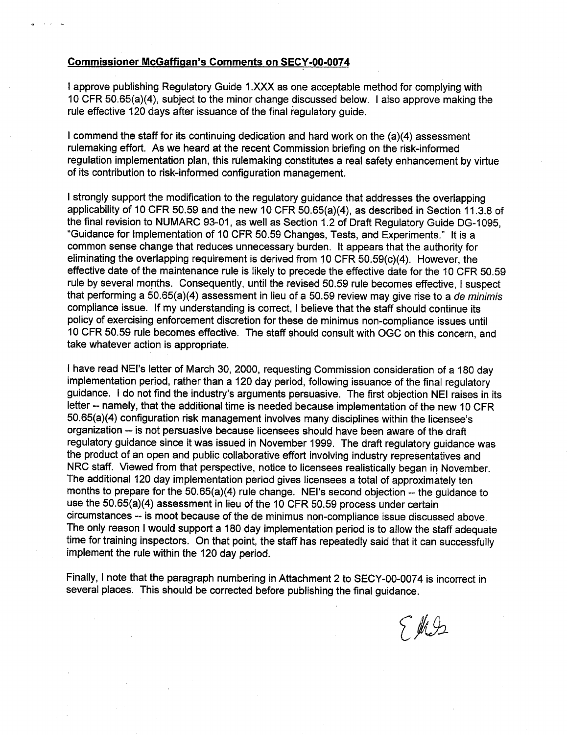**Commissioner McGaffigan's Comments on SECY-00-0074**

I approve publishing Regulatory Guide 1.XXX as one acceptable method for complying with 10 CFR 50.65(a)(4), subject to the minor change discussed below. I also approve making the rule effective 120 days after issuance of the final regulatory guide.

I commend the staff for its continuing dedication and hard work on the (a)(4) assessment rulemaking effort. As we heard at the recent Commission briefing on the risk-informed regulation implementation plan, this rulemaking constitutes a real safety enhancement by virtue of its contribution to risk-informed configuration management.

I strongly support the modification to the regulatory guidance that addresses the overlapping applicability of 10 CFR 50.59 and the new 10 CFR 50.65(a)(4), as described in Section 11.3.8 of the final revision to NUMARC 93-01, as well as Section 1.2 of Draft Regulatory Guide DG-1095, "Guidance for Implementation of 10 CFR 50.59 Changes, Tests, and Experiments." It is a common sense change that reduces unnecessary burden. It appears that the authority for eliminating the overlapping requirement is derived from 10 CFR 50.59(c)(4). However, the effective date of the maintenance rule is likely to precede the effective date for the 10 CFR 50.59 rule by several months. Consequently, until the revised 50.59 rule becomes effective, I suspect that performing a 50.65(a)(4) assessment in lieu of a 50.59 review may give rise to a *de minimis* compliance issue. If my understanding is correct, I believe that the staff should continue its policy of exercising enforcement discretion for these de minimus non-compliance issues until 10 CFR 50.59 rule becomes effective. The staff should consult with OGC on this concern, and take whatever action is appropriate.

I have read NEI's letter of March 30, 2000, requesting Commission consideration of a 180 day implementation period, rather than a 120 day period, following issuance of the final regulatory guidance. I do not find the industry's arguments persuasive. The first objection NEI raises in its letter -- namely, that the additional time is needed because implementation of the new 10 CFR 50.65(a)(4) configuration risk management involves many disciplines within the licensee's organization -- is not persuasive because licensees should have been aware of the draft regulatory guidance since it was issued in November 1999. The draft regulatory guidance was the product of an open and public collaborative effort involving industry representatives and NRC staff. Viewed from that perspective, notice to licensees realistically began in November. The additional 120 day implementation period gives licensees a total of approximately ten months to prepare for the 50.65(a)(4) rule change. NEI's second objection -- the guidance to use the 50.65(a)(4) assessment in lieu of the 10 CFR 50.59 process under certain circumstances -- is moot because of the de minimus non-compliance issue discussed above. The only reason I would support a 180 day implementation period is to allow the staff adequate time for training inspectors. On that point, the staff has repeatedly said that it can successfully implement the rule within the 120 day period.

Finally, I note that the paragraph numbering in Attachment 2 to SECY-00-0074 is incorrect in several places. This should be corrected before publishing the final guidance.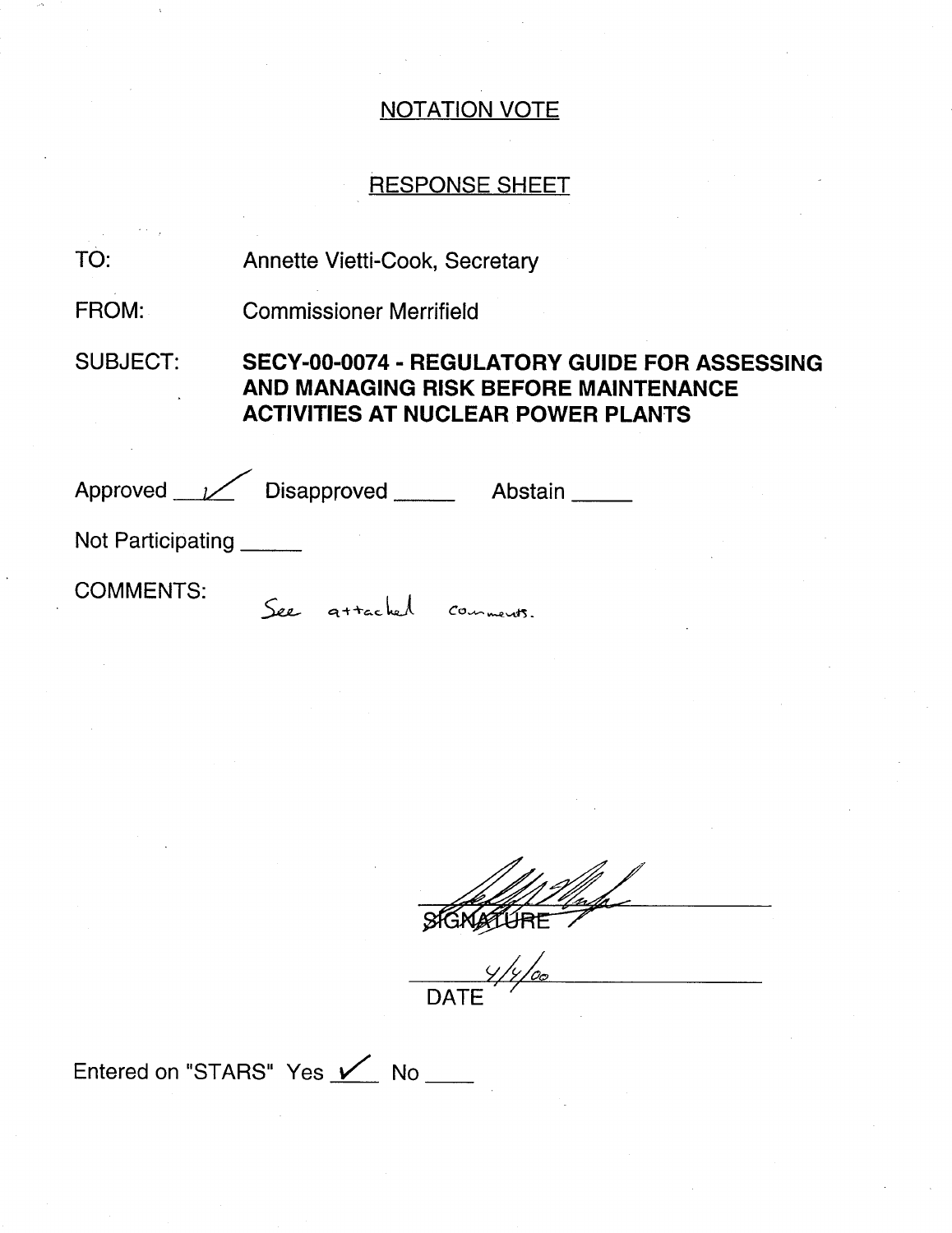## NOTATION VOTE

## RESPONSE SHEET

TO: Annette Vietti-Cook, Secretary

FROM: Commissioner Merrifield

SUBJECT: **SECY-00-0074 - REGULATORY GUIDE FOR ASSESSING AND MANAGING RISK BEFORE MAINTENANCE ACTIVITIES AT NUCLEAR POWER PLANTS**

Approved ✓ Disapproved _____ Abstain _____

Not Participating _____

COMMENTS: See attached comments.

SIGNATURE

4/4/00

DATE

Entered on "STARS" Yes ✓ No ____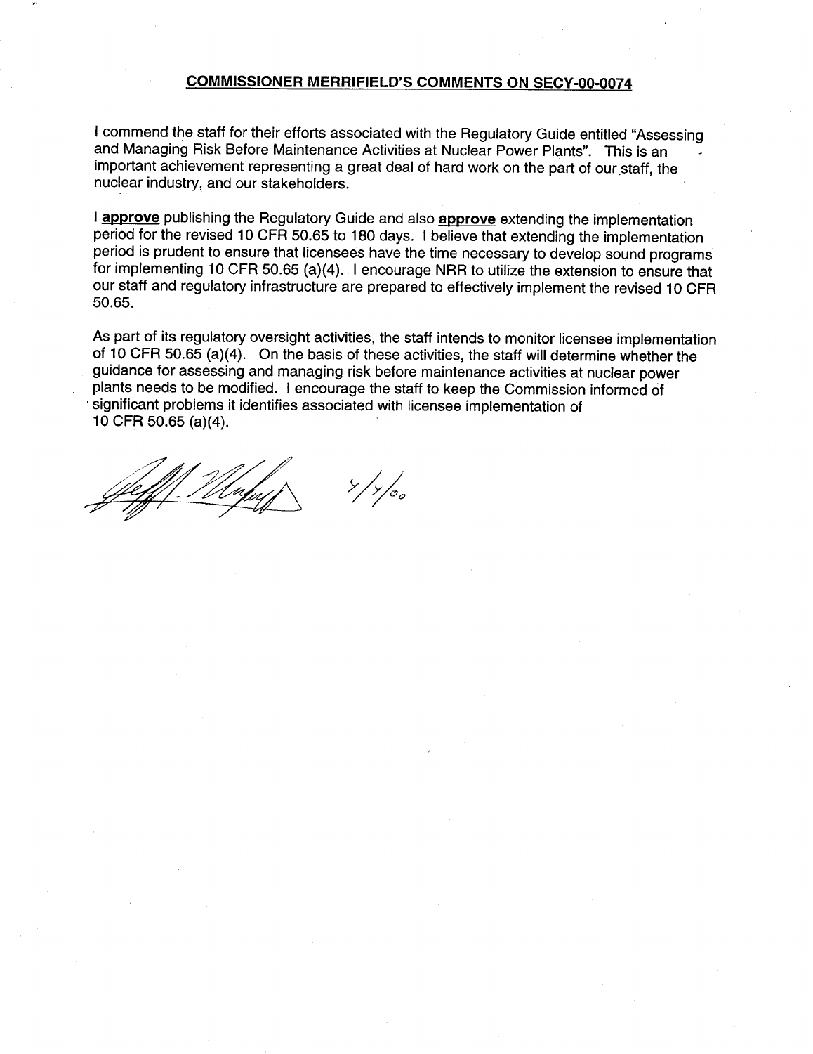## COMMISSIONER MERRIFIELD'S COMMENTS ON SECY-00-0074

I commend the staff for their efforts associated with the Regulatory Guide entitled "Assessing and Managing Risk Before Maintenance Activities at Nuclear Power Plants". This is an important achievement representing a great deal of hard work on the part of our staff, the nuclear industry, and our stakeholders.

I **approve** publishing the Regulatory Guide and also **approve** extending the implementation period for the revised 10 CFR 50.65 to 180 days. I believe that extending the implementation period is prudent to ensure that licensees have the time necessary to develop sound programs for implementing 10 CFR 50.65 (a)(4). I encourage NRR to utilize the extension to ensure that our staff and regulatory infrastructure are prepared to effectively implement the revised 10 CFR 50.65.

As part of its regulatory oversight activities, the staff intends to monitor licensee implementation of 10 CFR 50.65 (a)(4). On the basis of these activities, the staff will determine whether the guidance for assessing and managing risk before maintenance activities at nuclear power plants needs to be modified. I encourage the staff to keep the Commission informed of significant problems it identifies associated with licensee implementation of 10 CFR 50.65 (a)(4).

4/4/00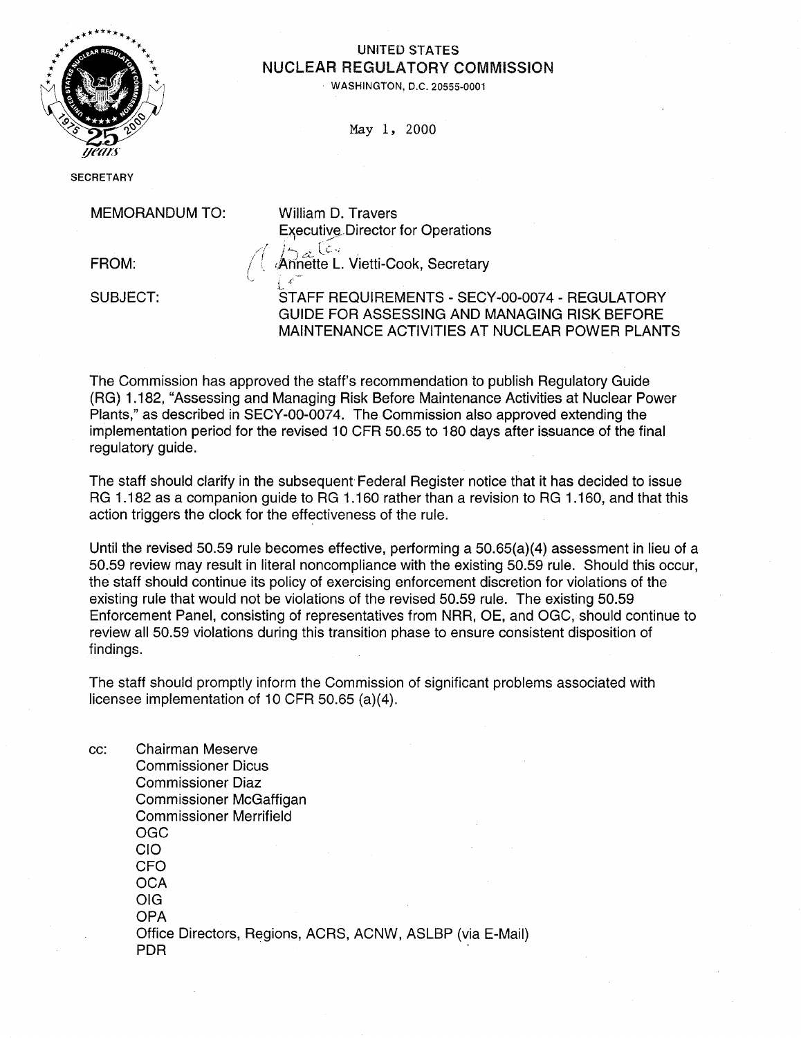UNITED STATES
NUCLEAR REGULATORY COMMISSION
WASHINGTON, D.C. 20555-0001

May 1, 2000

SECRETARY

MEMORANDUM TO: William D. Travers
Executive Director for Operations

FROM: Annette L. Vietti-Cook, Secretary

SUBJECT: STAFF REQUIREMENTS - SECY-00-0074 - REGULATORY GUIDE FOR ASSESSING AND MANAGING RISK BEFORE MAINTENANCE ACTIVITIES AT NUCLEAR POWER PLANTS

The Commission has approved the staff's recommendation to publish Regulatory Guide (RG) 1.182, "Assessing and Managing Risk Before Maintenance Activities at Nuclear Power Plants," as described in SECY-00-0074. The Commission also approved extending the implementation period for the revised 10 CFR 50.65 to 180 days after issuance of the final regulatory guide.

The staff should clarify in the subsequent Federal Register notice that it has decided to issue RG 1.182 as a companion guide to RG 1.160 rather than a revision to RG 1.160, and that this action triggers the clock for the effectiveness of the rule.

Until the revised 50.59 rule becomes effective, performing a 50.65(a)(4) assessment in lieu of a 50.59 review may result in literal noncompliance with the existing 50.59 rule. Should this occur, the staff should continue its policy of exercising enforcement discretion for violations of the existing rule that would not be violations of the revised 50.59 rule. The existing 50.59 Enforcement Panel, consisting of representatives from NRR, OE, and OGC, should continue to review all 50.59 violations during this transition phase to ensure consistent disposition of findings.

The staff should promptly inform the Commission of significant problems associated with licensee implementation of 10 CFR 50.65 (a)(4).

cc: Chairman Meserve
Commissioner Dicus
Commissioner Diaz
Commissioner McGaffigan
Commissioner Merrifield
OGC
CIO
CFO
OCA
OIG
OPA
Office Directors, Regions, ACRS, ACNW, ASLBP (via E-Mail)
PDR